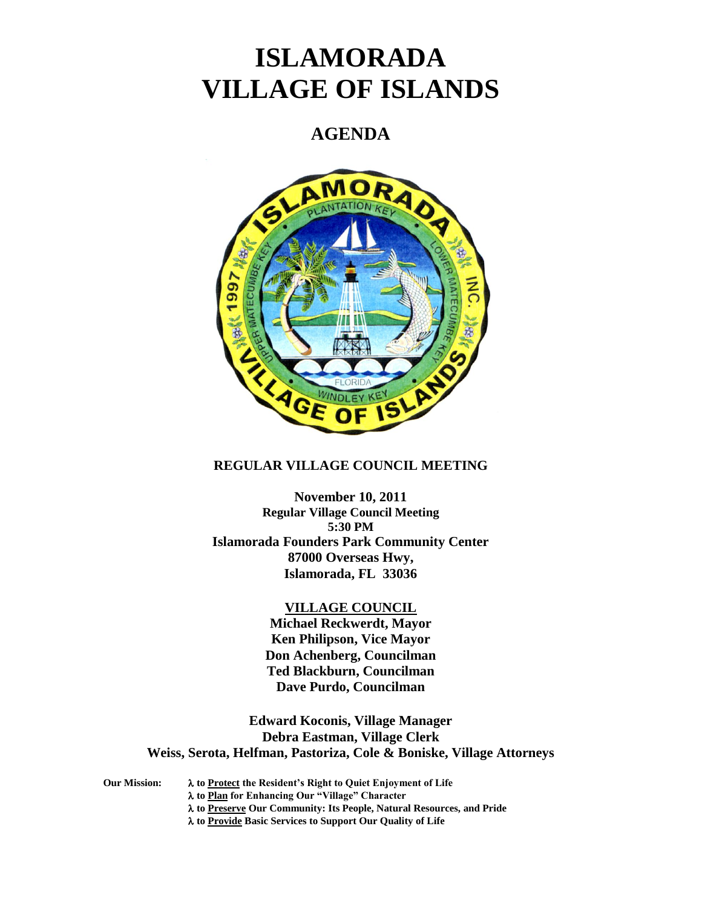# ISLAMORADA VILLAGE OF ISLANDS

## AGENDA

**REGULAR VILLAGE COUNCIL MEETING**

**November 10, 2011**
**Regular Village Council Meeting**
**5:30 PM**
**Islamorada Founders Park Community Center**
**87000 Overseas Hwy,**
**Islamorada, FL 33036**

**VILLAGE COUNCIL**

**Michael Reckwerdt, Mayor**
**Ken Philipson, Vice Mayor**
**Don Achenberg, Councilman**
**Ted Blackburn, Councilman**
**Dave Purdo, Councilman**

**Edward Koconis, Village Manager**
**Debra Eastman, Village Clerk**
**Weiss, Serota, Helfman, Pastoriza, Cole & Boniske, Village Attorneys**

**Our Mission:**

- **λ to Protect the Resident's Right to Quiet Enjoyment of Life**
- **λ to Plan for Enhancing Our "Village" Character**
- **λ to Preserve Our Community: Its People, Natural Resources, and Pride**
- **λ to Provide Basic Services to Support Our Quality of Life**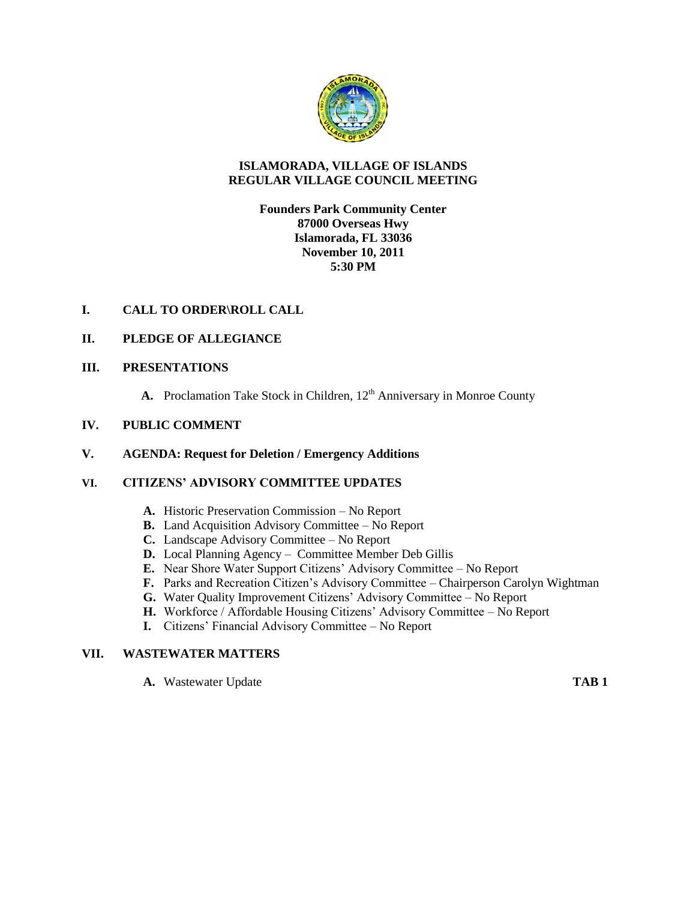# ISLAMORADA, VILLAGE OF ISLANDS
# REGULAR VILLAGE COUNCIL MEETING

**Founders Park Community Center**
**87000 Overseas Hwy**
**Islamorada, FL 33036**
**November 10, 2011**
**5:30 PM**

## I. CALL TO ORDER\ROLL CALL

## II. PLEDGE OF ALLEGIANCE

## III. PRESENTATIONS

**A.** Proclamation Take Stock in Children, 12th Anniversary in Monroe County

## IV. PUBLIC COMMENT

## V. AGENDA: Request for Deletion / Emergency Additions

## VI. CITIZENS' ADVISORY COMMITTEE UPDATES

**A.** Historic Preservation Commission – No Report
**B.** Land Acquisition Advisory Committee – No Report
**C.** Landscape Advisory Committee – No Report
**D.** Local Planning Agency – Committee Member Deb Gillis
**E.** Near Shore Water Support Citizens' Advisory Committee – No Report
**F.** Parks and Recreation Citizen's Advisory Committee – Chairperson Carolyn Wightman
**G.** Water Quality Improvement Citizens' Advisory Committee – No Report
**H.** Workforce / Affordable Housing Citizens' Advisory Committee – No Report
**I.** Citizens' Financial Advisory Committee – No Report

## VII. WASTEWATER MATTERS

**A.** Wastewater Update **TAB 1**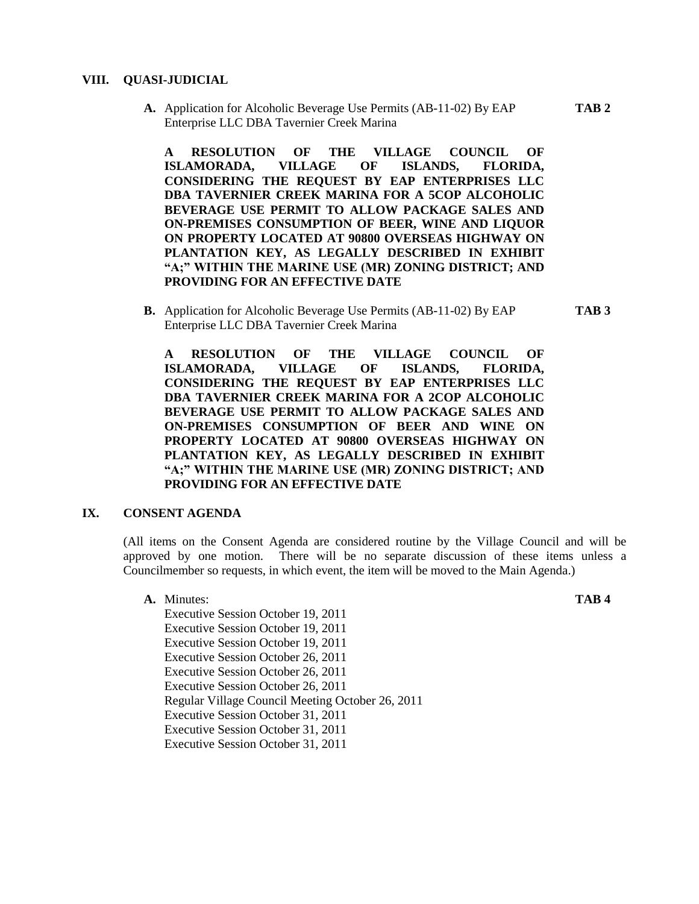## VIII. QUASI-JUDICIAL

**A.** Application for Alcoholic Beverage Use Permits (AB-11-02) By EAP Enterprise LLC DBA Tavernier Creek Marina **TAB 2**

**A RESOLUTION OF THE VILLAGE COUNCIL OF ISLAMORADA, VILLAGE OF ISLANDS, FLORIDA, CONSIDERING THE REQUEST BY EAP ENTERPRISES LLC DBA TAVERNIER CREEK MARINA FOR A 5COP ALCOHOLIC BEVERAGE USE PERMIT TO ALLOW PACKAGE SALES AND ON-PREMISES CONSUMPTION OF BEER, WINE AND LIQUOR ON PROPERTY LOCATED AT 90800 OVERSEAS HIGHWAY ON PLANTATION KEY, AS LEGALLY DESCRIBED IN EXHIBIT "A;" WITHIN THE MARINE USE (MR) ZONING DISTRICT; AND PROVIDING FOR AN EFFECTIVE DATE**

**B.** Application for Alcoholic Beverage Use Permits (AB-11-02) By EAP Enterprise LLC DBA Tavernier Creek Marina **TAB 3**

**A RESOLUTION OF THE VILLAGE COUNCIL OF ISLAMORADA, VILLAGE OF ISLANDS, FLORIDA, CONSIDERING THE REQUEST BY EAP ENTERPRISES LLC DBA TAVERNIER CREEK MARINA FOR A 2COP ALCOHOLIC BEVERAGE USE PERMIT TO ALLOW PACKAGE SALES AND ON-PREMISES CONSUMPTION OF BEER AND WINE ON PROPERTY LOCATED AT 90800 OVERSEAS HIGHWAY ON PLANTATION KEY, AS LEGALLY DESCRIBED IN EXHIBIT "A;" WITHIN THE MARINE USE (MR) ZONING DISTRICT; AND PROVIDING FOR AN EFFECTIVE DATE**

## IX. CONSENT AGENDA

(All items on the Consent Agenda are considered routine by the Village Council and will be approved by one motion. There will be no separate discussion of these items unless a Councilmember so requests, in which event, the item will be moved to the Main Agenda.)

**A.** Minutes: **TAB 4**

Executive Session October 19, 2011
Executive Session October 19, 2011
Executive Session October 19, 2011
Executive Session October 26, 2011
Executive Session October 26, 2011
Executive Session October 26, 2011
Regular Village Council Meeting October 26, 2011
Executive Session October 31, 2011
Executive Session October 31, 2011
Executive Session October 31, 2011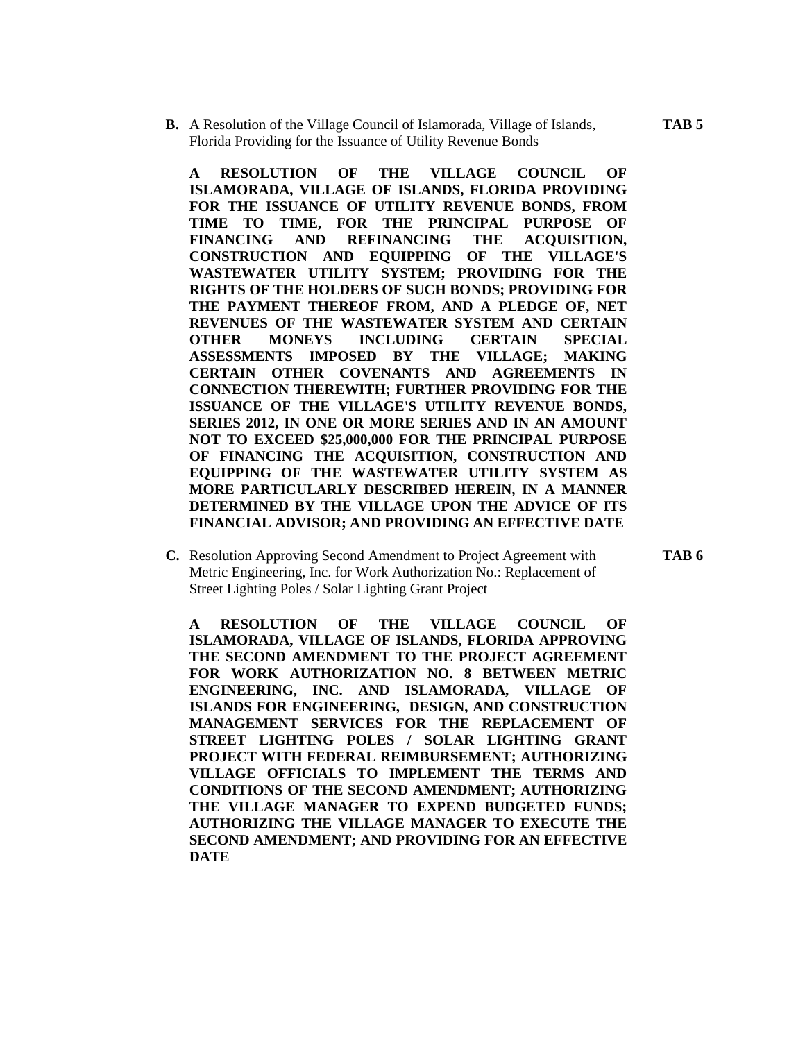**B.** A Resolution of the Village Council of Islamorada, Village of Islands, Florida Providing for the Issuance of Utility Revenue Bonds **TAB 5**

**A RESOLUTION OF THE VILLAGE COUNCIL OF ISLAMORADA, VILLAGE OF ISLANDS, FLORIDA PROVIDING FOR THE ISSUANCE OF UTILITY REVENUE BONDS, FROM TIME TO TIME, FOR THE PRINCIPAL PURPOSE OF FINANCING AND REFINANCING THE ACQUISITION, CONSTRUCTION AND EQUIPPING OF THE VILLAGE'S WASTEWATER UTILITY SYSTEM; PROVIDING FOR THE RIGHTS OF THE HOLDERS OF SUCH BONDS; PROVIDING FOR THE PAYMENT THEREOF FROM, AND A PLEDGE OF, NET REVENUES OF THE WASTEWATER SYSTEM AND CERTAIN OTHER MONEYS INCLUDING CERTAIN SPECIAL ASSESSMENTS IMPOSED BY THE VILLAGE; MAKING CERTAIN OTHER COVENANTS AND AGREEMENTS IN CONNECTION THEREWITH; FURTHER PROVIDING FOR THE ISSUANCE OF THE VILLAGE'S UTILITY REVENUE BONDS, SERIES 2012, IN ONE OR MORE SERIES AND IN AN AMOUNT NOT TO EXCEED $25,000,000 FOR THE PRINCIPAL PURPOSE OF FINANCING THE ACQUISITION, CONSTRUCTION AND EQUIPPING OF THE WASTEWATER UTILITY SYSTEM AS MORE PARTICULARLY DESCRIBED HEREIN, IN A MANNER DETERMINED BY THE VILLAGE UPON THE ADVICE OF ITS FINANCIAL ADVISOR; AND PROVIDING AN EFFECTIVE DATE**

**C.** Resolution Approving Second Amendment to Project Agreement with Metric Engineering, Inc. for Work Authorization No.: Replacement of Street Lighting Poles / Solar Lighting Grant Project **TAB 6**

**A RESOLUTION OF THE VILLAGE COUNCIL OF ISLAMORADA, VILLAGE OF ISLANDS, FLORIDA APPROVING THE SECOND AMENDMENT TO THE PROJECT AGREEMENT FOR WORK AUTHORIZATION NO. 8 BETWEEN METRIC ENGINEERING, INC. AND ISLAMORADA, VILLAGE OF ISLANDS FOR ENGINEERING, DESIGN, AND CONSTRUCTION MANAGEMENT SERVICES FOR THE REPLACEMENT OF STREET LIGHTING POLES / SOLAR LIGHTING GRANT PROJECT WITH FEDERAL REIMBURSEMENT; AUTHORIZING VILLAGE OFFICIALS TO IMPLEMENT THE TERMS AND CONDITIONS OF THE SECOND AMENDMENT; AUTHORIZING THE VILLAGE MANAGER TO EXPEND BUDGETED FUNDS; AUTHORIZING THE VILLAGE MANAGER TO EXECUTE THE SECOND AMENDMENT; AND PROVIDING FOR AN EFFECTIVE DATE**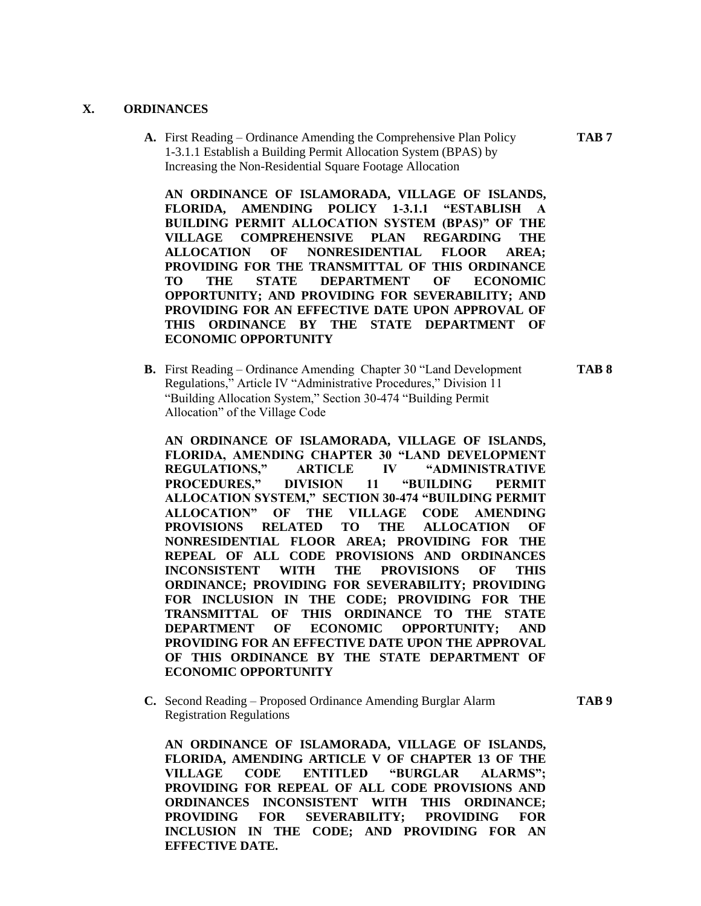## X. ORDINANCES

**A.** First Reading – Ordinance Amending the Comprehensive Plan Policy 1-3.1.1 Establish a Building Permit Allocation System (BPAS) by Increasing the Non-Residential Square Footage Allocation **TAB 7**

**AN ORDINANCE OF ISLAMORADA, VILLAGE OF ISLANDS, FLORIDA, AMENDING POLICY 1-3.1.1 "ESTABLISH A BUILDING PERMIT ALLOCATION SYSTEM (BPAS)" OF THE VILLAGE COMPREHENSIVE PLAN REGARDING THE ALLOCATION OF NONRESIDENTIAL FLOOR AREA; PROVIDING FOR THE TRANSMITTAL OF THIS ORDINANCE TO THE STATE DEPARTMENT OF ECONOMIC OPPORTUNITY; AND PROVIDING FOR SEVERABILITY; AND PROVIDING FOR AN EFFECTIVE DATE UPON APPROVAL OF THIS ORDINANCE BY THE STATE DEPARTMENT OF ECONOMIC OPPORTUNITY**

**B.** First Reading – Ordinance Amending Chapter 30 "Land Development Regulations," Article IV "Administrative Procedures," Division 11 "Building Allocation System," Section 30-474 "Building Permit Allocation" of the Village Code **TAB 8**

**AN ORDINANCE OF ISLAMORADA, VILLAGE OF ISLANDS, FLORIDA, AMENDING CHAPTER 30 "LAND DEVELOPMENT REGULATIONS," ARTICLE IV "ADMINISTRATIVE PROCEDURES," DIVISION 11 "BUILDING PERMIT ALLOCATION SYSTEM," SECTION 30-474 "BUILDING PERMIT ALLOCATION" OF THE VILLAGE CODE AMENDING PROVISIONS RELATED TO THE ALLOCATION OF NONRESIDENTIAL FLOOR AREA; PROVIDING FOR THE REPEAL OF ALL CODE PROVISIONS AND ORDINANCES INCONSISTENT WITH THE PROVISIONS OF THIS ORDINANCE; PROVIDING FOR SEVERABILITY; PROVIDING FOR INCLUSION IN THE CODE; PROVIDING FOR THE TRANSMITTAL OF THIS ORDINANCE TO THE STATE DEPARTMENT OF ECONOMIC OPPORTUNITY; AND PROVIDING FOR AN EFFECTIVE DATE UPON THE APPROVAL OF THIS ORDINANCE BY THE STATE DEPARTMENT OF ECONOMIC OPPORTUNITY**

**C.** Second Reading – Proposed Ordinance Amending Burglar Alarm Registration Regulations **TAB 9**

**AN ORDINANCE OF ISLAMORADA, VILLAGE OF ISLANDS, FLORIDA, AMENDING ARTICLE V OF CHAPTER 13 OF THE VILLAGE CODE ENTITLED "BURGLAR ALARMS"; PROVIDING FOR REPEAL OF ALL CODE PROVISIONS AND ORDINANCES INCONSISTENT WITH THIS ORDINANCE; PROVIDING FOR SEVERABILITY; PROVIDING FOR INCLUSION IN THE CODE; AND PROVIDING FOR AN EFFECTIVE DATE.**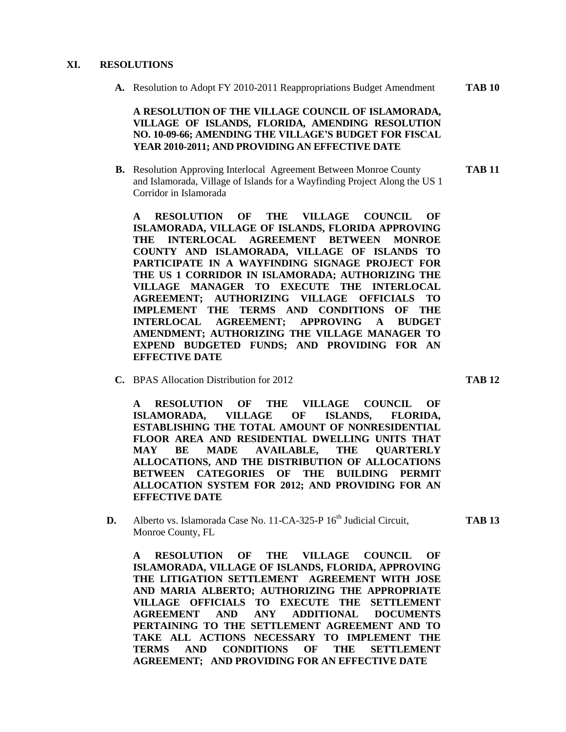## XI. RESOLUTIONS

**A.** Resolution to Adopt FY 2010-2011 Reappropriations Budget Amendment **TAB 10**

**A RESOLUTION OF THE VILLAGE COUNCIL OF ISLAMORADA, VILLAGE OF ISLANDS, FLORIDA, AMENDING RESOLUTION NO. 10-09-66; AMENDING THE VILLAGE'S BUDGET FOR FISCAL YEAR 2010-2011; AND PROVIDING AN EFFECTIVE DATE**

**B.** Resolution Approving Interlocal Agreement Between Monroe County and Islamorada, Village of Islands for a Wayfinding Project Along the US 1 Corridor in Islamorada **TAB 11**

**A RESOLUTION OF THE VILLAGE COUNCIL OF ISLAMORADA, VILLAGE OF ISLANDS, FLORIDA APPROVING THE INTERLOCAL AGREEMENT BETWEEN MONROE COUNTY AND ISLAMORADA, VILLAGE OF ISLANDS TO PARTICIPATE IN A WAYFINDING SIGNAGE PROJECT FOR THE US 1 CORRIDOR IN ISLAMORADA; AUTHORIZING THE VILLAGE MANAGER TO EXECUTE THE INTERLOCAL AGREEMENT; AUTHORIZING VILLAGE OFFICIALS TO IMPLEMENT THE TERMS AND CONDITIONS OF THE INTERLOCAL AGREEMENT; APPROVING A BUDGET AMENDMENT; AUTHORIZING THE VILLAGE MANAGER TO EXPEND BUDGETED FUNDS; AND PROVIDING FOR AN EFFECTIVE DATE**

**C.** BPAS Allocation Distribution for 2012 **TAB 12**

**A RESOLUTION OF THE VILLAGE COUNCIL OF ISLAMORADA, VILLAGE OF ISLANDS, FLORIDA, ESTABLISHING THE TOTAL AMOUNT OF NONRESIDENTIAL FLOOR AREA AND RESIDENTIAL DWELLING UNITS THAT MAY BE MADE AVAILABLE, THE QUARTERLY ALLOCATIONS, AND THE DISTRIBUTION OF ALLOCATIONS BETWEEN CATEGORIES OF THE BUILDING PERMIT ALLOCATION SYSTEM FOR 2012; AND PROVIDING FOR AN EFFECTIVE DATE**

**D.** Alberto vs. Islamorada Case No. 11-CA-325-P 16th Judicial Circuit, Monroe County, FL **TAB 13**

**A RESOLUTION OF THE VILLAGE COUNCIL OF ISLAMORADA, VILLAGE OF ISLANDS, FLORIDA, APPROVING THE LITIGATION SETTLEMENT AGREEMENT WITH JOSE AND MARIA ALBERTO; AUTHORIZING THE APPROPRIATE VILLAGE OFFICIALS TO EXECUTE THE SETTLEMENT AGREEMENT AND ANY ADDITIONAL DOCUMENTS PERTAINING TO THE SETTLEMENT AGREEMENT AND TO TAKE ALL ACTIONS NECESSARY TO IMPLEMENT THE TERMS AND CONDITIONS OF THE SETTLEMENT AGREEMENT; AND PROVIDING FOR AN EFFECTIVE DATE**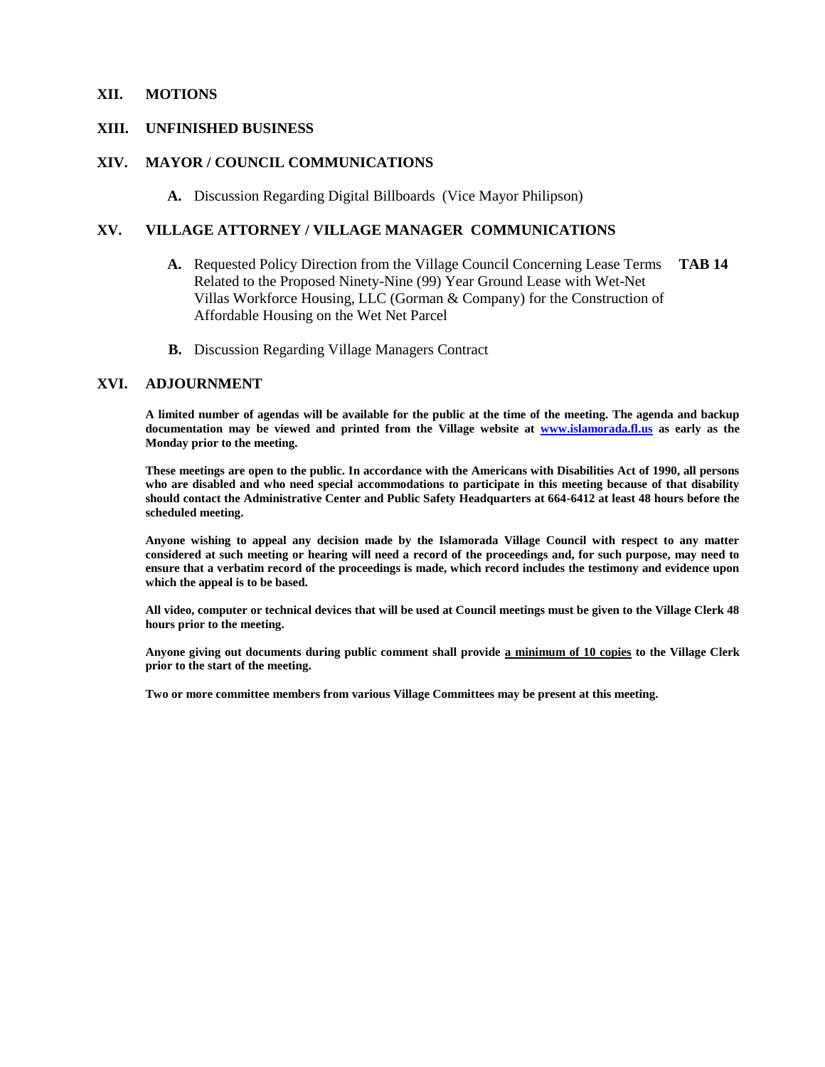## XII. MOTIONS

## XIII. UNFINISHED BUSINESS

## XIV. MAYOR / COUNCIL COMMUNICATIONS

**A.** Discussion Regarding Digital Billboards (Vice Mayor Philipson)

## XV. VILLAGE ATTORNEY / VILLAGE MANAGER COMMUNICATIONS

**A.** Requested Policy Direction from the Village Council Concerning Lease Terms Related to the Proposed Ninety-Nine (99) Year Ground Lease with Wet-Net Villas Workforce Housing, LLC (Gorman & Company) for the Construction of Affordable Housing on the Wet Net Parcel **TAB 14**

**B.** Discussion Regarding Village Managers Contract

## XVI. ADJOURNMENT

**A limited number of agendas will be available for the public at the time of the meeting. The agenda and backup documentation may be viewed and printed from the Village website at [www.islamorada.fl.us](http://www.islamorada.fl.us) as early as the Monday prior to the meeting.**

**These meetings are open to the public. In accordance with the Americans with Disabilities Act of 1990, all persons who are disabled and who need special accommodations to participate in this meeting because of that disability should contact the Administrative Center and Public Safety Headquarters at 664-6412 at least 48 hours before the scheduled meeting.**

**Anyone wishing to appeal any decision made by the Islamorada Village Council with respect to any matter considered at such meeting or hearing will need a record of the proceedings and, for such purpose, may need to ensure that a verbatim record of the proceedings is made, which record includes the testimony and evidence upon which the appeal is to be based.**

**All video, computer or technical devices that will be used at Council meetings must be given to the Village Clerk 48 hours prior to the meeting.**

**Anyone giving out documents during public comment shall provide <u>a minimum of 10 copies</u> to the Village Clerk prior to the start of the meeting.**

**Two or more committee members from various Village Committees may be present at this meeting.**